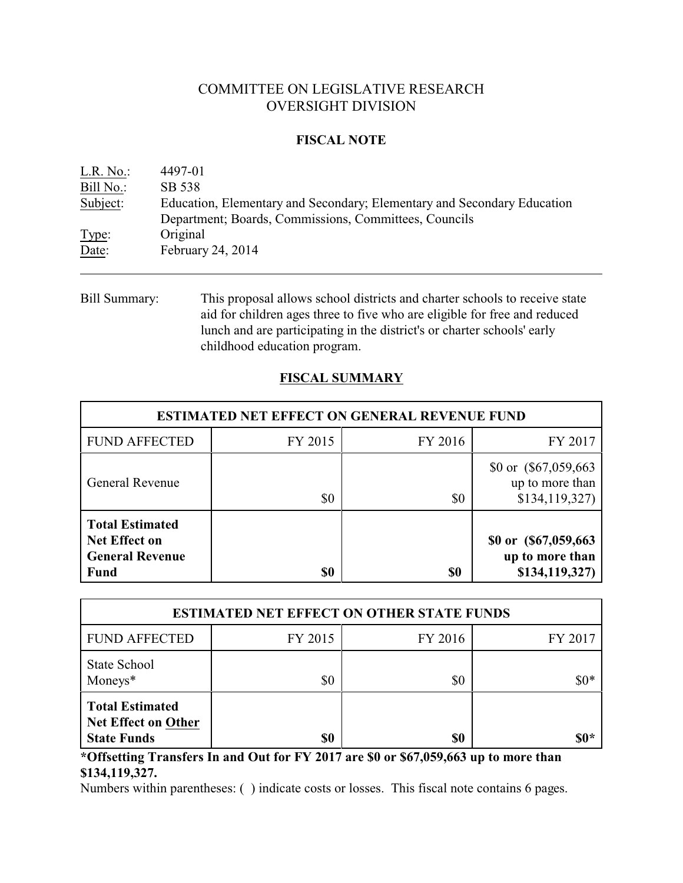# COMMITTEE ON LEGISLATIVE RESEARCH
# OVERSIGHT DIVISION

## FISCAL NOTE

<u>L.R. No.</u>: 4497-01
<u>Bill No.</u>: SB 538
<u>Subject</u>: Education, Elementary and Secondary; Elementary and Secondary Education Department; Boards, Commissions, Committees, Councils
<u>Type</u>: Original
<u>Date</u>: February 24, 2014

---

Bill Summary: This proposal allows school districts and charter schools to receive state aid for children ages three to five who are eligible for free and reduced lunch and are participating in the district's or charter schools' early childhood education program.

## <u>FISCAL SUMMARY</u>

| ESTIMATED NET EFFECT ON GENERAL REVENUE FUND | | | |
|---|---|---|---|
| FUND AFFECTED | FY 2015 | FY 2016 | FY 2017 |
| General Revenue | $0 | $0 | $0 or ($67,059,663 up to more than $134,119,327) |
| **Total Estimated Net Effect on General Revenue Fund** | **$0** | **$0** | **$0 or ($67,059,663 up to more than $134,119,327)** |

| ESTIMATED NET EFFECT ON OTHER STATE FUNDS | | | |
|---|---|---|---|
| FUND AFFECTED | FY 2015 | FY 2016 | FY 2017 |
| State School Moneys* | $0 | $0 | $0* |
| **Total Estimated Net Effect on <u>Other</u> State Funds** | **$0** | **$0** | **$0*** |

**\*Offsetting Transfers In and Out for FY 2017 are $0 or $67,059,663 up to more than $134,119,327.**

Numbers within parentheses: ( ) indicate costs or losses. This fiscal note contains 6 pages.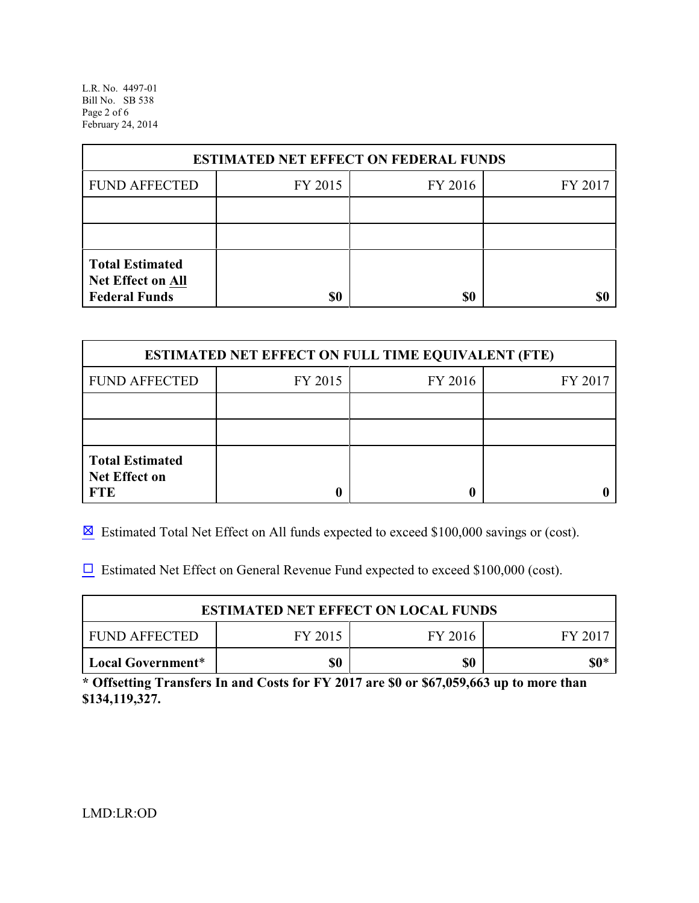L.R. No. 4497-01
Bill No. SB 538
February 24, 2014

| ESTIMATED NET EFFECT ON FEDERAL FUNDS | | | |
|---|---|---|---|
| FUND AFFECTED | FY 2015 | FY 2016 | FY 2017 |
| | | | |
| | | | |
| **Total Estimated Net Effect on All Federal Funds** | **$0** | **$0** | **$0** |

| ESTIMATED NET EFFECT ON FULL TIME EQUIVALENT (FTE) | | | |
|---|---|---|---|
| FUND AFFECTED | FY 2015 | FY 2016 | FY 2017 |
| | | | |
| | | | |
| **Total Estimated Net Effect on FTE** | **0** | **0** | **0** |

☒ Estimated Total Net Effect on All funds expected to exceed $100,000 savings or (cost).

☐ Estimated Net Effect on General Revenue Fund expected to exceed $100,000 (cost).

| ESTIMATED NET EFFECT ON LOCAL FUNDS | | | |
|---|---|---|---|
| FUND AFFECTED | FY 2015 | FY 2016 | FY 2017 |
| **Local Government*** | **$0** | **$0** | **$0*** |

**\* Offsetting Transfers In and Costs for FY 2017 are $0 or $67,059,663 up to more than $134,119,327.**

LMD:LR:OD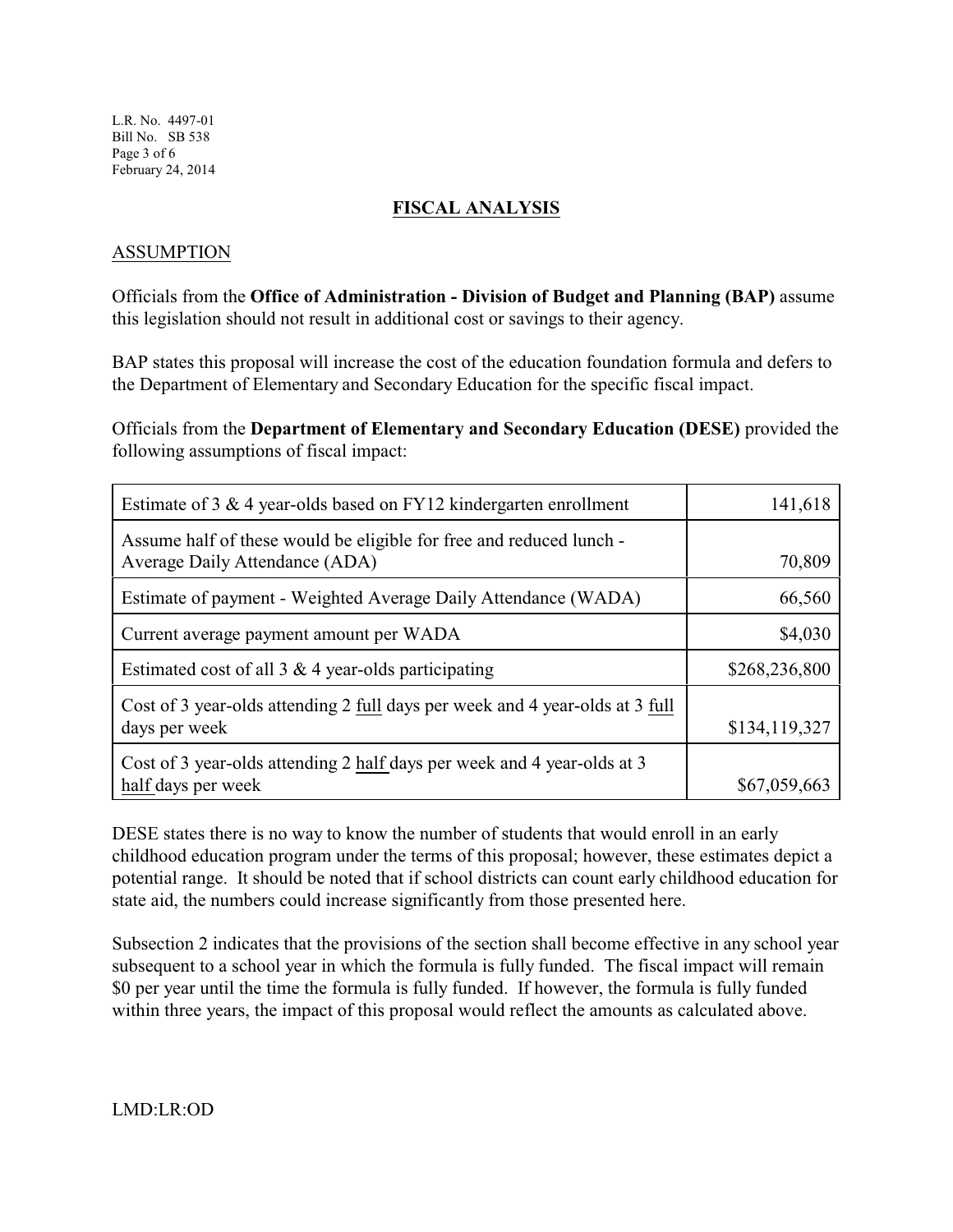## FISCAL ANALYSIS

### ASSUMPTION

Officials from the **Office of Administration - Division of Budget and Planning (BAP)** assume this legislation should not result in additional cost or savings to their agency.

BAP states this proposal will increase the cost of the education foundation formula and defers to the Department of Elementary and Secondary Education for the specific fiscal impact.

Officials from the **Department of Elementary and Secondary Education (DESE)** provided the following assumptions of fiscal impact:

| | |
|---|---|
| Estimate of 3 & 4 year-olds based on FY12 kindergarten enrollment | 141,618 |
| Assume half of these would be eligible for free and reduced lunch - Average Daily Attendance (ADA) | 70,809 |
| Estimate of payment - Weighted Average Daily Attendance (WADA) | 66,560 |
| Current average payment amount per WADA | $4,030 |
| Estimated cost of all 3 & 4 year-olds participating | $268,236,800 |
| Cost of 3 year-olds attending 2 full days per week and 4 year-olds at 3 full days per week | $134,119,327 |
| Cost of 3 year-olds attending 2 half days per week and 4 year-olds at 3 half days per week | $67,059,663 |

DESE states there is no way to know the number of students that would enroll in an early childhood education program under the terms of this proposal; however, these estimates depict a potential range. It should be noted that if school districts can count early childhood education for state aid, the numbers could increase significantly from those presented here.

Subsection 2 indicates that the provisions of the section shall become effective in any school year subsequent to a school year in which the formula is fully funded. The fiscal impact will remain $0 per year until the time the formula is fully funded. If however, the formula is fully funded within three years, the impact of this proposal would reflect the amounts as calculated above.

LMD:LR:OD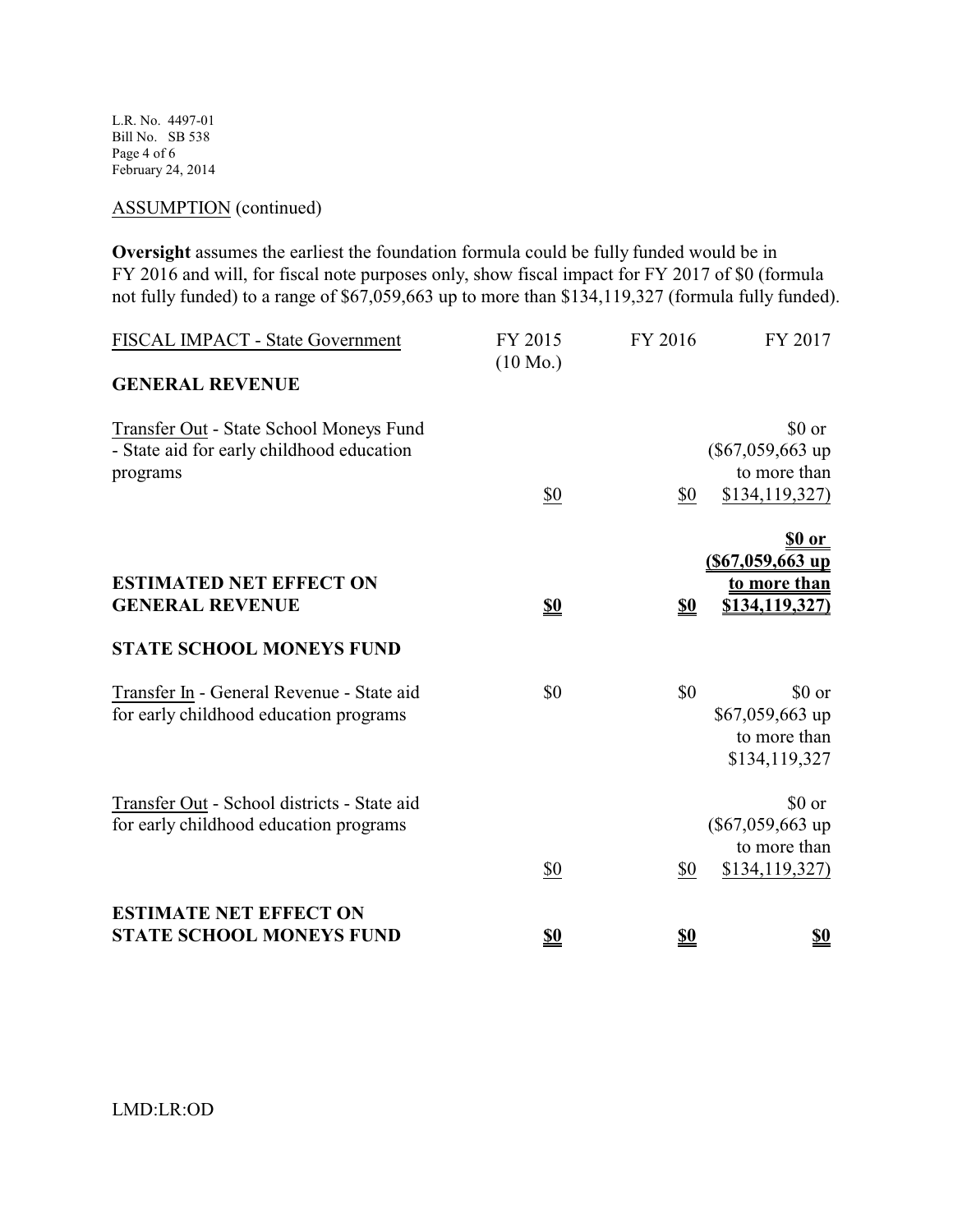ASSUMPTION (continued)

**Oversight** assumes the earliest the foundation formula could be fully funded would be in FY 2016 and will, for fiscal note purposes only, show fiscal impact for FY 2017 of $0 (formula not fully funded) to a range of $67,059,663 up to more than $134,119,327 (formula fully funded).

| FISCAL IMPACT - State Government | FY 2015 (10 Mo.) | FY 2016 | FY 2017 |
|---|---|---|---|
| **GENERAL REVENUE** | | | |
| Transfer Out - State School Moneys Fund - State aid for early childhood education programs | $0 | $0 | $0 or ($67,059,663 up to more than $134,119,327) |
| **ESTIMATED NET EFFECT ON GENERAL REVENUE** | **$0** | **$0** | **$0 or ($67,059,663 up to more than $134,119,327)** |
| **STATE SCHOOL MONEYS FUND** | | | |
| Transfer In - General Revenue - State aid for early childhood education programs | $0 | $0 | $0 or $67,059,663 up to more than $134,119,327 |
| Transfer Out - School districts - State aid for early childhood education programs | $0 | $0 | $0 or ($67,059,663 up to more than $134,119,327) |
| **ESTIMATE NET EFFECT ON STATE SCHOOL MONEYS FUND** | **$0** | **$0** | **$0** |

LMD:LR:OD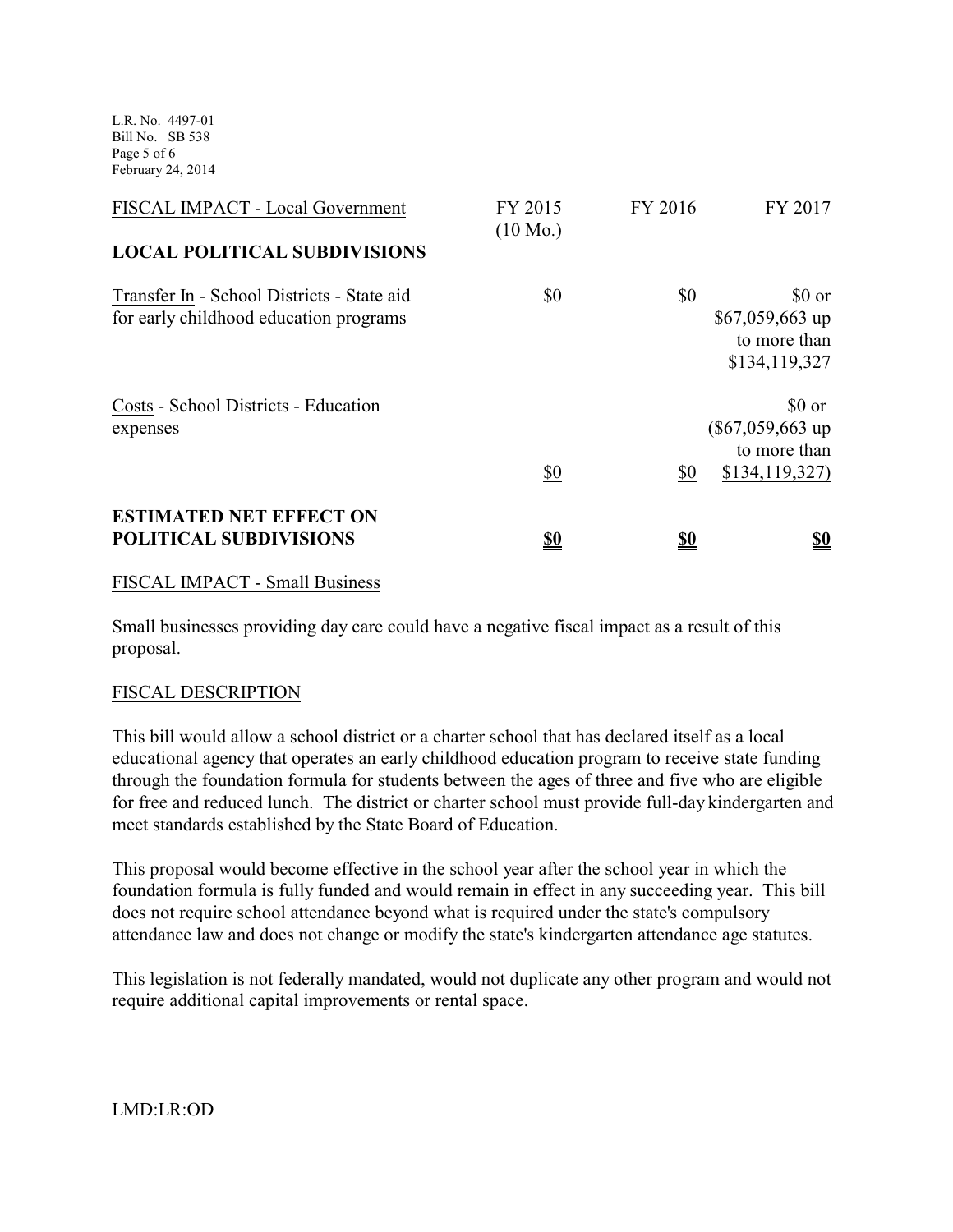| FISCAL IMPACT - Local Government | FY 2015 (10 Mo.) | FY 2016 | FY 2017 |
|---|---|---|---|
| **LOCAL POLITICAL SUBDIVISIONS** | | | |
| Transfer In - School Districts - State aid for early childhood education programs | $0 | $0 | $0 or $67,059,663 up to more than $134,119,327 |
| Costs - School Districts - Education expenses | $0 | $0 | $0 or ($67,059,663 up to more than $134,119,327) |
| **ESTIMATED NET EFFECT ON POLITICAL SUBDIVISIONS** | **$0** | **$0** | **$0** |

FISCAL IMPACT - Small Business

Small businesses providing day care could have a negative fiscal impact as a result of this proposal.

FISCAL DESCRIPTION

This bill would allow a school district or a charter school that has declared itself as a local educational agency that operates an early childhood education program to receive state funding through the foundation formula for students between the ages of three and five who are eligible for free and reduced lunch. The district or charter school must provide full-day kindergarten and meet standards established by the State Board of Education.

This proposal would become effective in the school year after the school year in which the foundation formula is fully funded and would remain in effect in any succeeding year. This bill does not require school attendance beyond what is required under the state's compulsory attendance law and does not change or modify the state's kindergarten attendance age statutes.

This legislation is not federally mandated, would not duplicate any other program and would not require additional capital improvements or rental space.

LMD:LR:OD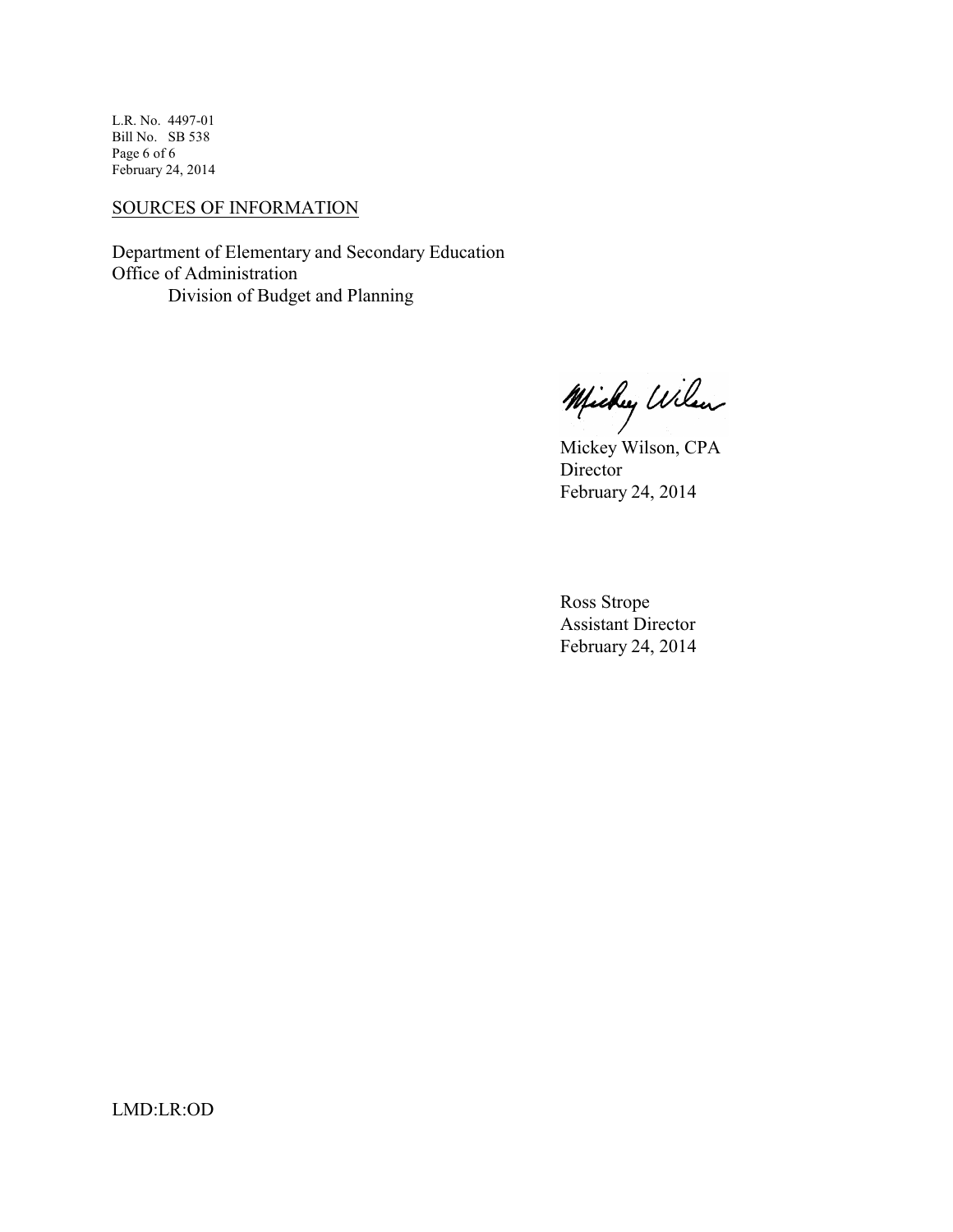## SOURCES OF INFORMATION

Department of Elementary and Secondary Education
Office of Administration
 Division of Budget and Planning

Mickey Wilson, CPA
Director
February 24, 2014

Ross Strope
Assistant Director
February 24, 2014

LMD:LR:OD